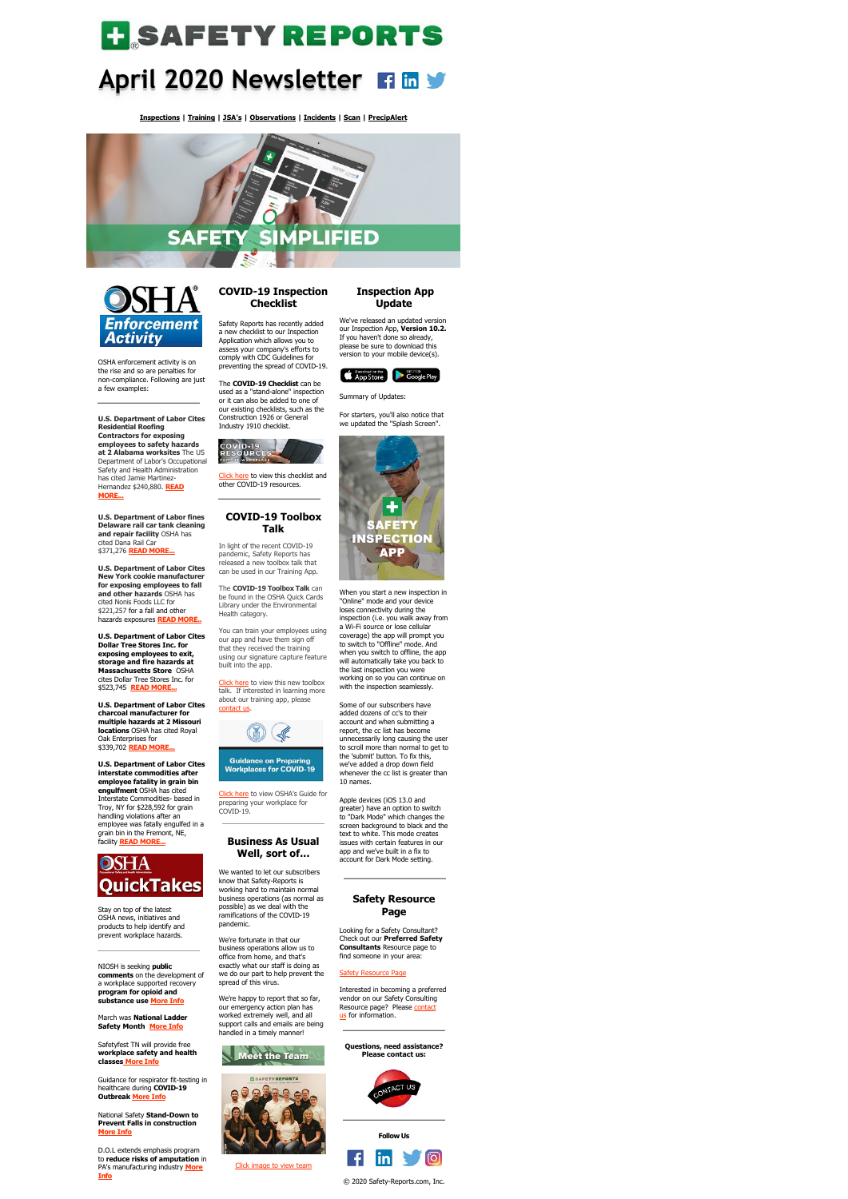# SAFETY REPORTS

# April 2020 Newsletter

**Inspections** | **Training** | **JSA's** | **Observations** | **Incidents** | **Scan** | **PrecipAlert**

SAFETY SIMPLIFIED

## OSHA Enforcement Activity

OSHA enforcement activity is on the rise and so are penalties for non-compliance. Following are just a few examples:

**U.S. Department of Labor Cites Residential Roofing Contractors for exposing employees to safety hazards at 2 Alabama worksites** The US Department of Labor's Occupational Safety and Health Administration has cited Jamie Martinez-Hernandez $240,880. **READ MORE...**

**U.S. Department of Labor fines Delaware rail car tank cleaning and repair facility** OSHA has cited Dana Rail Car $371,276 **READ MORE...**

**U.S. Department of Labor Cites New York cookie manufacturer for exposing employees to fall and other hazards** OSHA has cited Nonis Foods LLC for $221,257 for a fall and other hazards exposures **READ MORE..**

**U.S. Department of Labor Cites Dollar Tree Stores Inc. for exposing employees to exit, storage and fire hazards at Massachusetts Store** OSHA cites Dollar Tree Stores Inc. for $523,745 **READ MORE...**

**U.S. Department of Labor Cites charcoal manufacturer for multiple hazards at 2 Missouri locations** OSHA has cited Royal Oak Enterprises for $339,702 **READ MORE...**

**U.S. Department of Labor Cites interstate commodities after employee fatality in grain bin engulfment** OSHA has cited Interstate Commodities- based in Troy, NY for $228,592 for grain handling violations after an employee was fatally engulfed in a grain bin in the Fremont, NE, facility **READ MORE...**

## OSHA QuickTakes

Stay on top of the latest OSHA news, initiatives and products to help identify and prevent workplace hazards.

NIOSH is seeking **public comments** on the development of a workplace supported recovery **program for opioid and substance use** More Info

March was **National Ladder Safety Month** More Info

Safetyfest TN will provide free **workplace safety and health classes** More Info

Guidance for respirator fit-testing in healthcare during **COVID-19 Outbreak** More Info

National Safety **Stand-Down to Prevent Falls in construction** More Info

D.O.L extends emphasis program to **reduce risks of amputation** in PA's manufacturing industry More Info

## COVID-19 Inspection Checklist

Safety Reports has recently added a new checklist to our Inspection Application which allows you to assess your company's efforts to comply with CDC Guidelines for preventing the spread of COVID-19.

The **COVID-19 Checklist** can be used as a "stand-alone" inspection or it can also be added to one of our existing checklists, such as the Construction 1926 or General Industry 1910 checklist.

COVID-19 RESOURCES FOR THE WORKPLACE

Click here to view this checklist and other COVID-19 resources.

## COVID-19 Toolbox Talk

In light of the recent COVID-19 pandemic, Safety Reports has released a new toolbox talk that can be used in our Training App.

The **COVID-19 Toolbox Talk** can be found in the OSHA Quick Cards Library under the Environmental Health category.

You can train your employees using our app and have them sign off that they received the training using our signature capture feature built into the app.

Click here to view this new toolbox talk. If interested in learning more about our training app, please contact us.

Guidance on Preparing Workplaces for COVID-19

Click here to view OSHA's Guide for preparing your workplace for COVID-19.

## Business As Usual Well, sort of...

We wanted to let our subscribers know that Safety-Reports is working hard to maintain normal business operations (as normal as possible) as we deal with the ramifications of the COVID-19 pandemic.

We're fortunate in that our business operations allow us to office from home, and that's exactly what our staff is doing as we do our part to help prevent the spread of this virus.

We're happy to report that so far, our emergency action plan has worked extremely well, and all support calls and emails are being handled in a timely manner!

Meet the Team

Click image to view team

## Inspection App Update

We've released an updated version our Inspection App, **Version 10.2.** If you haven't done so already, please be sure to download this version to your mobile device(s).

Download on the App Store | Get it on Google Play

Summary of Updates:

For starters, you'll also notice that we updated the "Splash Screen".

SAFETY INSPECTION APP

When you start a new inspection in "Online" mode and your device loses connectivity during the inspection (i.e. you walk away from a Wi-Fi source or lose cellular coverage) the app will prompt you to switch to "Offline" mode. And when you switch to offline, the app will automatically take you back to the last inspection you were working on so you can continue on with the inspection seamlessly.

Some of our subscribers have added dozens of cc's to their account and when submitting a report, the cc list has become unnecessarily long causing the user to scroll more than normal to get to the 'submit' button. To fix this, we've added a drop down field whenever the cc list is greater than 10 names.

Apple devices (iOS 13.0 and greater) have an option to switch to "Dark Mode" which changes the screen background to black and the text to white. This mode creates issues with certain features in our app and we've built in a fix to account for Dark Mode setting.

## Safety Resource Page

Looking for a Safety Consultant? Check out our **Preferred Safety Consultants** Resource page to find someone in your area:

Safety Resource Page

Interested in becoming a preferred vendor on our Safety Consulting Resource page? Please contact us for information.

**Questions, need assistance? Please contact us:**

CONTACT US

**Follow Us**

© 2020 Safety-Reports.com, Inc.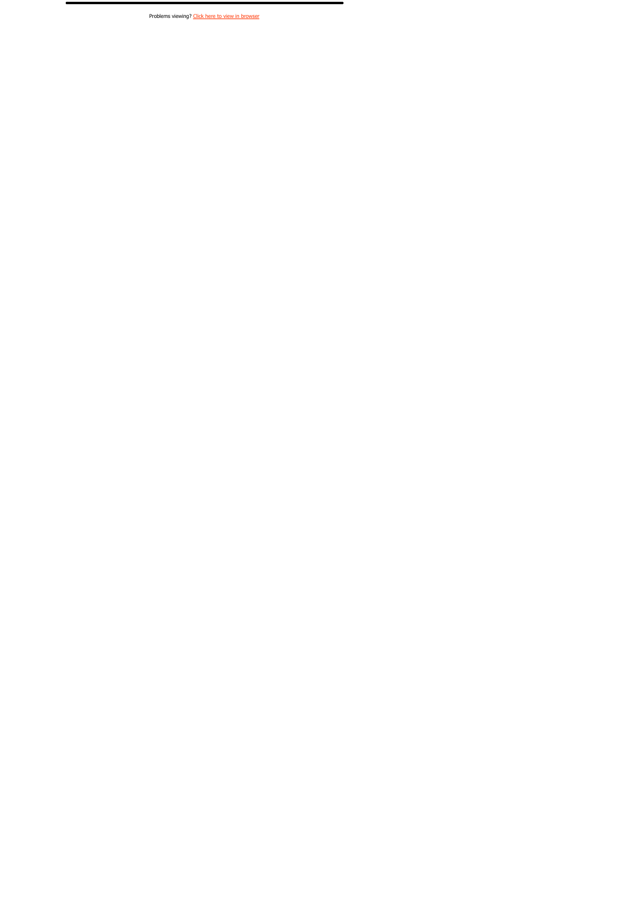Problems viewing? [Click here to view in browser]